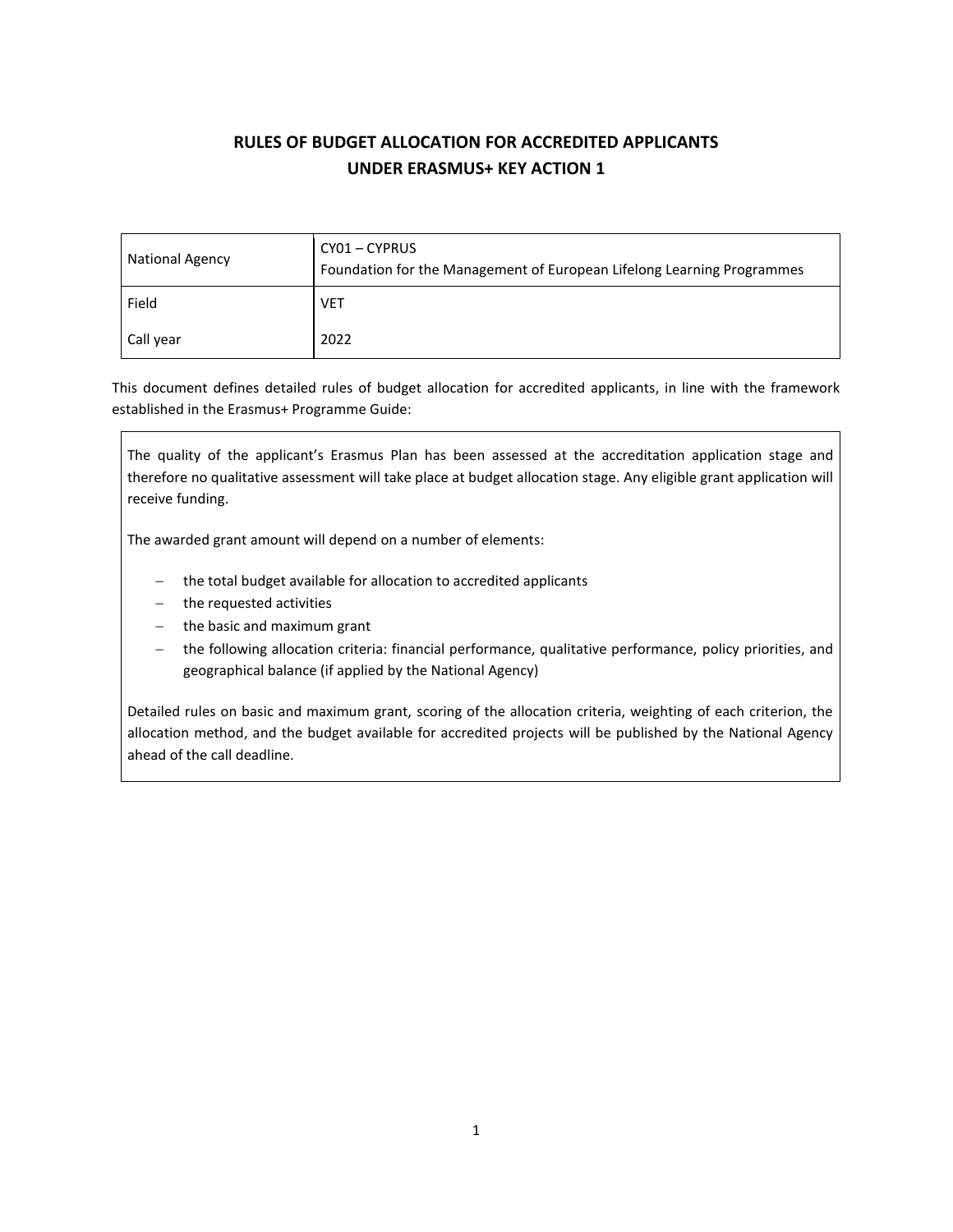# RULES OF BUDGET ALLOCATION FOR ACCREDITED APPLICANTS UNDER ERASMUS+ KEY ACTION 1

| | |
|---|---|
| National Agency | CY01 – CYPRUS<br>Foundation for the Management of European Lifelong Learning Programmes |
| Field | VET |
| Call year | 2022 |

This document defines detailed rules of budget allocation for accredited applicants, in line with the framework established in the Erasmus+ Programme Guide:

> The quality of the applicant's Erasmus Plan has been assessed at the accreditation application stage and therefore no qualitative assessment will take place at budget allocation stage. Any eligible grant application will receive funding.
>
> The awarded grant amount will depend on a number of elements:
>
> - the total budget available for allocation to accredited applicants
> - the requested activities
> - the basic and maximum grant
> - the following allocation criteria: financial performance, qualitative performance, policy priorities, and geographical balance (if applied by the National Agency)
>
> Detailed rules on basic and maximum grant, scoring of the allocation criteria, weighting of each criterion, the allocation method, and the budget available for accredited projects will be published by the National Agency ahead of the call deadline.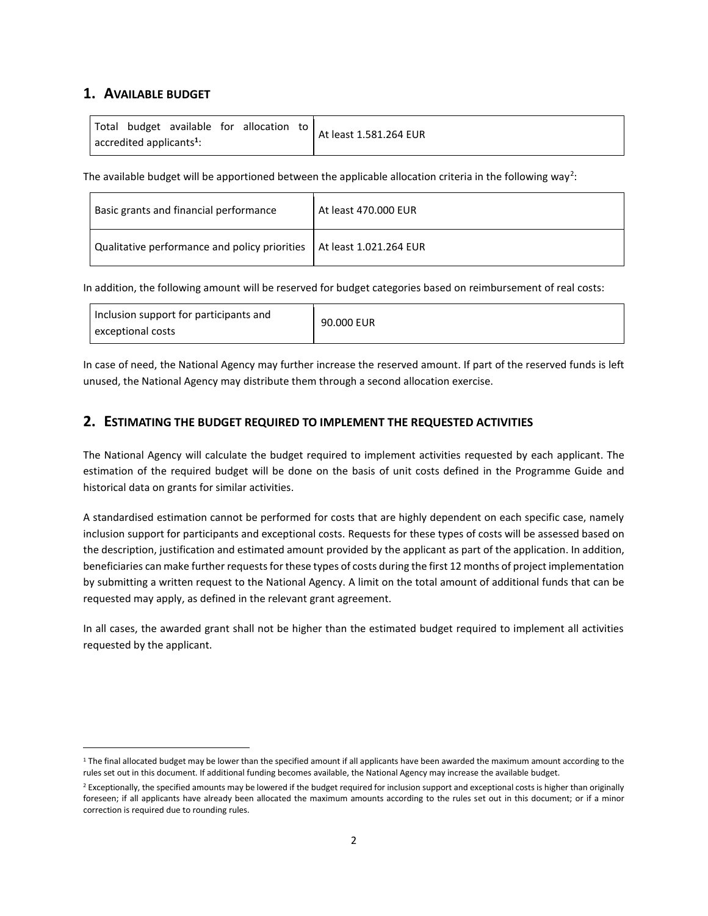## 1. Available budget

| Total budget available for allocation to accredited applicants[1]: | At least 1.581.264 EUR |
|---|---|

The available budget will be apportioned between the applicable allocation criteria in the following way[2]:

| Basic grants and financial performance | At least 470.000 EUR |
|---|---|
| Qualitative performance and policy priorities | At least 1.021.264 EUR |

In addition, the following amount will be reserved for budget categories based on reimbursement of real costs:

| Inclusion support for participants and exceptional costs | 90.000 EUR |
|---|---|

In case of need, the National Agency may further increase the reserved amount. If part of the reserved funds is left unused, the National Agency may distribute them through a second allocation exercise.

## 2. Estimating the budget required to implement the requested activities

The National Agency will calculate the budget required to implement activities requested by each applicant. The estimation of the required budget will be done on the basis of unit costs defined in the Programme Guide and historical data on grants for similar activities.

A standardised estimation cannot be performed for costs that are highly dependent on each specific case, namely inclusion support for participants and exceptional costs. Requests for these types of costs will be assessed based on the description, justification and estimated amount provided by the applicant as part of the application. In addition, beneficiaries can make further requests for these types of costs during the first 12 months of project implementation by submitting a written request to the National Agency. A limit on the total amount of additional funds that can be requested may apply, as defined in the relevant grant agreement.

In all cases, the awarded grant shall not be higher than the estimated budget required to implement all activities requested by the applicant.

[1] The final allocated budget may be lower than the specified amount if all applicants have been awarded the maximum amount according to the rules set out in this document. If additional funding becomes available, the National Agency may increase the available budget.

[2] Exceptionally, the specified amounts may be lowered if the budget required for inclusion support and exceptional costs is higher than originally foreseen; if all applicants have already been allocated the maximum amounts according to the rules set out in this document; or if a minor correction is required due to rounding rules.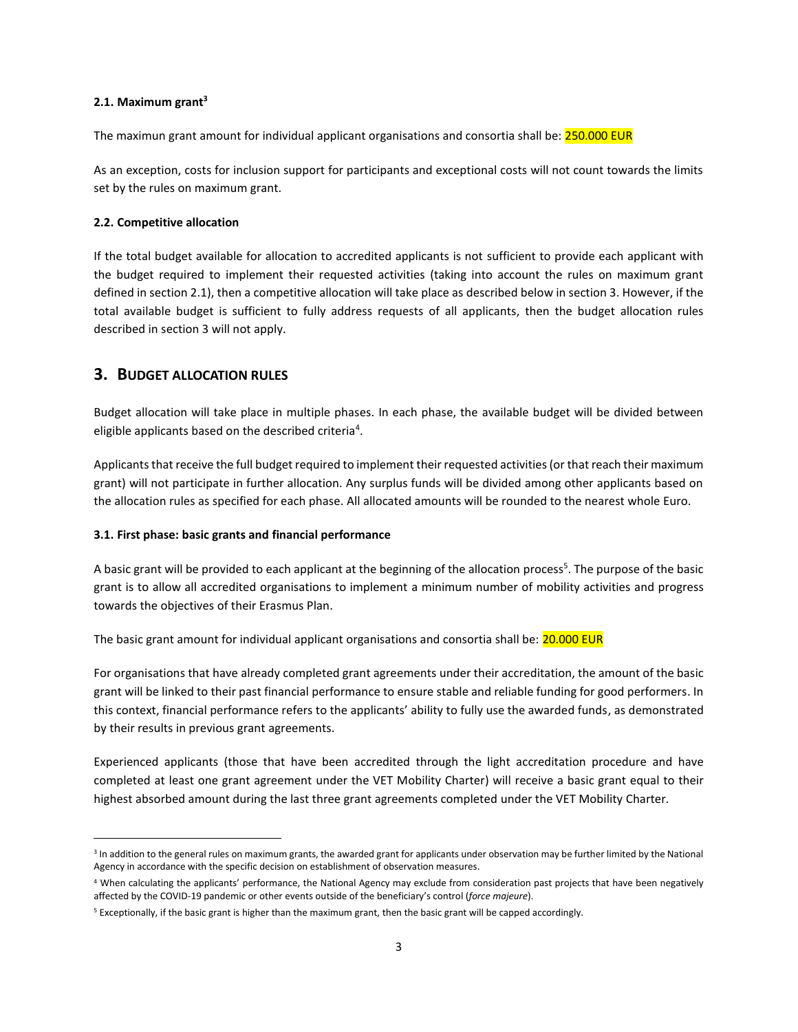### 2.1. Maximum grant[3]

The maximun grant amount for individual applicant organisations and consortia shall be: 250.000 EUR

As an exception, costs for inclusion support for participants and exceptional costs will not count towards the limits set by the rules on maximum grant.

### 2.2. Competitive allocation

If the total budget available for allocation to accredited applicants is not sufficient to provide each applicant with the budget required to implement their requested activities (taking into account the rules on maximum grant defined in section 2.1), then a competitive allocation will take place as described below in section 3. However, if the total available budget is sufficient to fully address requests of all applicants, then the budget allocation rules described in section 3 will not apply.

## 3. BUDGET ALLOCATION RULES

Budget allocation will take place in multiple phases. In each phase, the available budget will be divided between eligible applicants based on the described criteria[4].

Applicants that receive the full budget required to implement their requested activities (or that reach their maximum grant) will not participate in further allocation. Any surplus funds will be divided among other applicants based on the allocation rules as specified for each phase. All allocated amounts will be rounded to the nearest whole Euro.

### 3.1. First phase: basic grants and financial performance

A basic grant will be provided to each applicant at the beginning of the allocation process[5]. The purpose of the basic grant is to allow all accredited organisations to implement a minimum number of mobility activities and progress towards the objectives of their Erasmus Plan.

The basic grant amount for individual applicant organisations and consortia shall be: 20.000 EUR

For organisations that have already completed grant agreements under their accreditation, the amount of the basic grant will be linked to their past financial performance to ensure stable and reliable funding for good performers. In this context, financial performance refers to the applicants' ability to fully use the awarded funds, as demonstrated by their results in previous grant agreements.

Experienced applicants (those that have been accredited through the light accreditation procedure and have completed at least one grant agreement under the VET Mobility Charter) will receive a basic grant equal to their highest absorbed amount during the last three grant agreements completed under the VET Mobility Charter.

---

[3] In addition to the general rules on maximum grants, the awarded grant for applicants under observation may be further limited by the National Agency in accordance with the specific decision on establishment of observation measures.

[4] When calculating the applicants' performance, the National Agency may exclude from consideration past projects that have been negatively affected by the COVID-19 pandemic or other events outside of the beneficiary's control (*force majeure*).

[5] Exceptionally, if the basic grant is higher than the maximum grant, then the basic grant will be capped accordingly.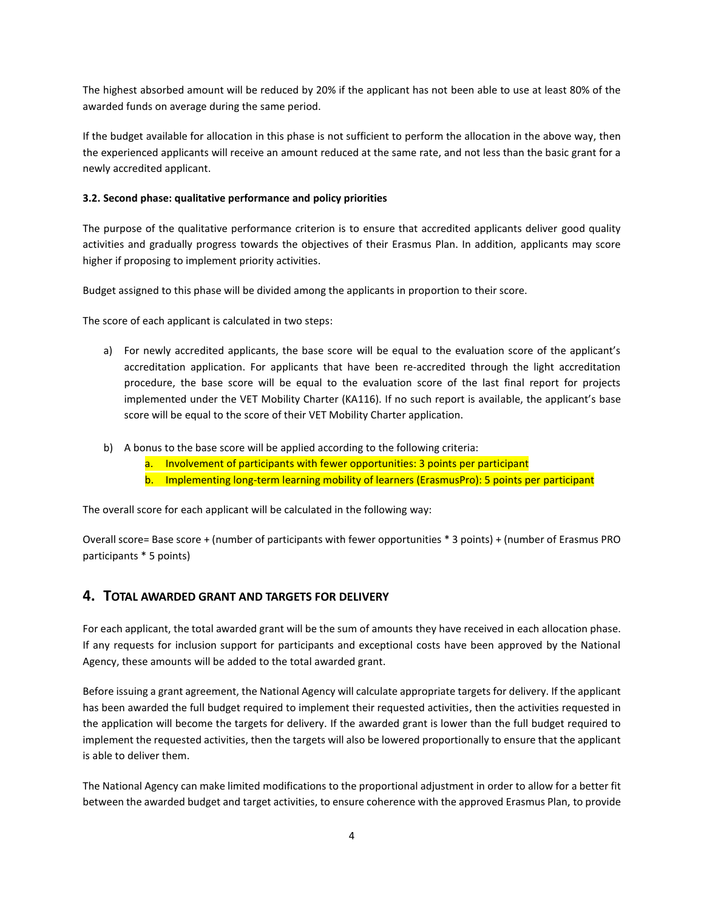The highest absorbed amount will be reduced by 20% if the applicant has not been able to use at least 80% of the awarded funds on average during the same period.

If the budget available for allocation in this phase is not sufficient to perform the allocation in the above way, then the experienced applicants will receive an amount reduced at the same rate, and not less than the basic grant for a newly accredited applicant.

**3.2. Second phase: qualitative performance and policy priorities**

The purpose of the qualitative performance criterion is to ensure that accredited applicants deliver good quality activities and gradually progress towards the objectives of their Erasmus Plan. In addition, applicants may score higher if proposing to implement priority activities.

Budget assigned to this phase will be divided among the applicants in proportion to their score.

The score of each applicant is calculated in two steps:

a) For newly accredited applicants, the base score will be equal to the evaluation score of the applicant's accreditation application. For applicants that have been re-accredited through the light accreditation procedure, the base score will be equal to the evaluation score of the last final report for projects implemented under the VET Mobility Charter (KA116). If no such report is available, the applicant's base score will be equal to the score of their VET Mobility Charter application.

b) A bonus to the base score will be applied according to the following criteria:
   a. Involvement of participants with fewer opportunities: 3 points per participant
   b. Implementing long-term learning mobility of learners (ErasmusPro): 5 points per participant

The overall score for each applicant will be calculated in the following way:

Overall score= Base score + (number of participants with fewer opportunities * 3 points) + (number of Erasmus PRO participants * 5 points)

## 4. Total awarded grant and targets for delivery

For each applicant, the total awarded grant will be the sum of amounts they have received in each allocation phase. If any requests for inclusion support for participants and exceptional costs have been approved by the National Agency, these amounts will be added to the total awarded grant.

Before issuing a grant agreement, the National Agency will calculate appropriate targets for delivery. If the applicant has been awarded the full budget required to implement their requested activities, then the activities requested in the application will become the targets for delivery. If the awarded grant is lower than the full budget required to implement the requested activities, then the targets will also be lowered proportionally to ensure that the applicant is able to deliver them.

The National Agency can make limited modifications to the proportional adjustment in order to allow for a better fit between the awarded budget and target activities, to ensure coherence with the approved Erasmus Plan, to provide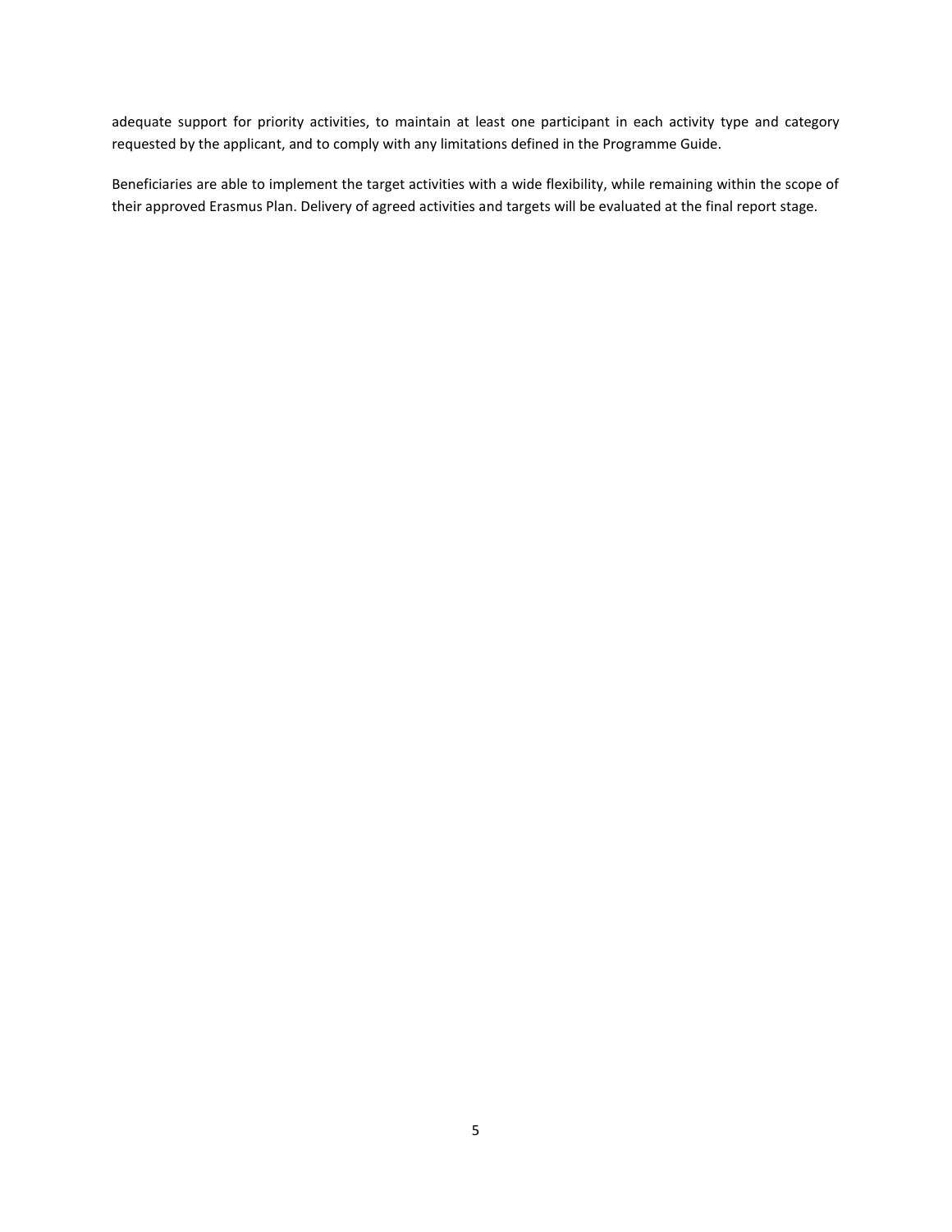adequate support for priority activities, to maintain at least one participant in each activity type and category requested by the applicant, and to comply with any limitations defined in the Programme Guide.

Beneficiaries are able to implement the target activities with a wide flexibility, while remaining within the scope of their approved Erasmus Plan. Delivery of agreed activities and targets will be evaluated at the final report stage.